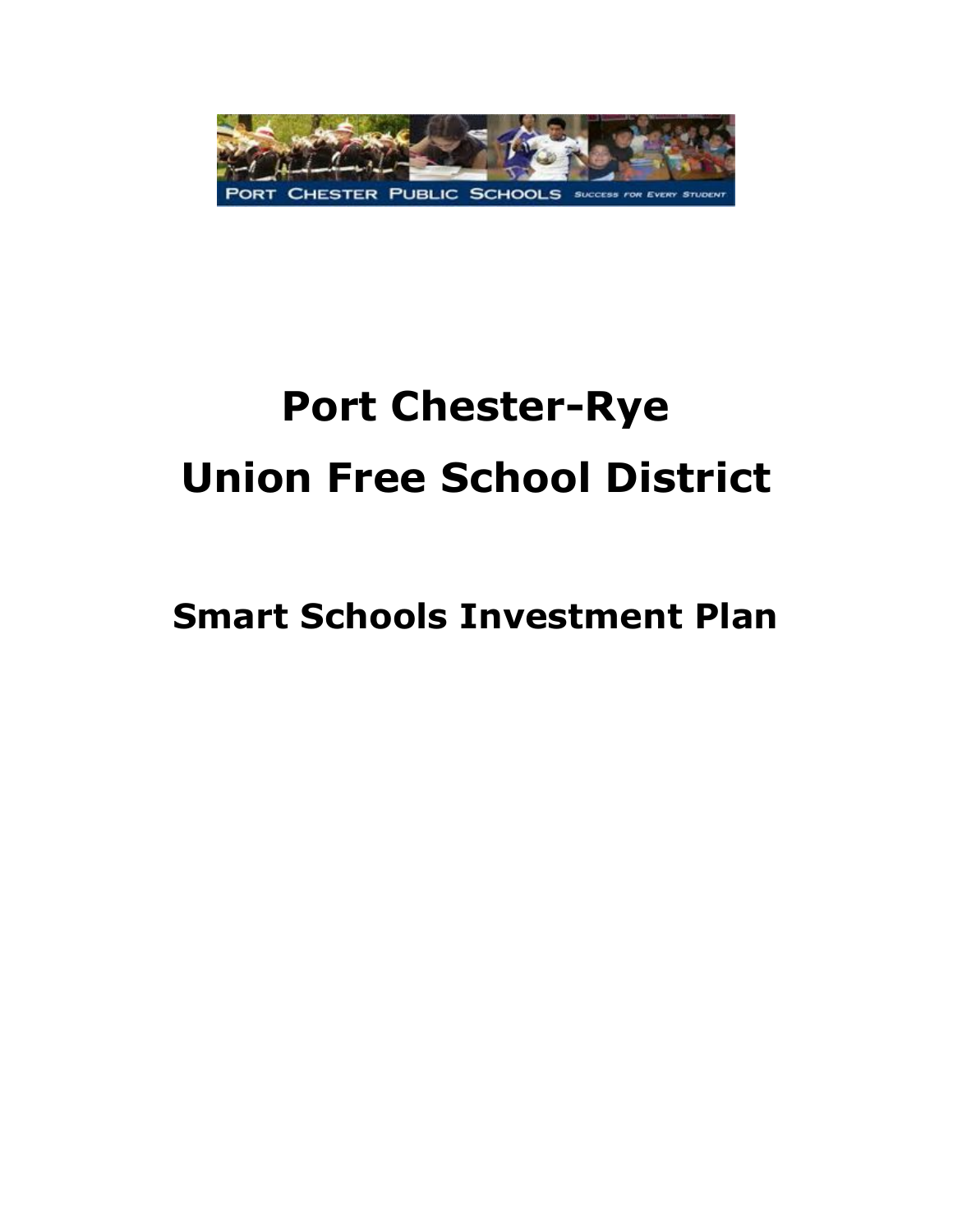# Port Chester-Rye Union Free School District

## Smart Schools Investment Plan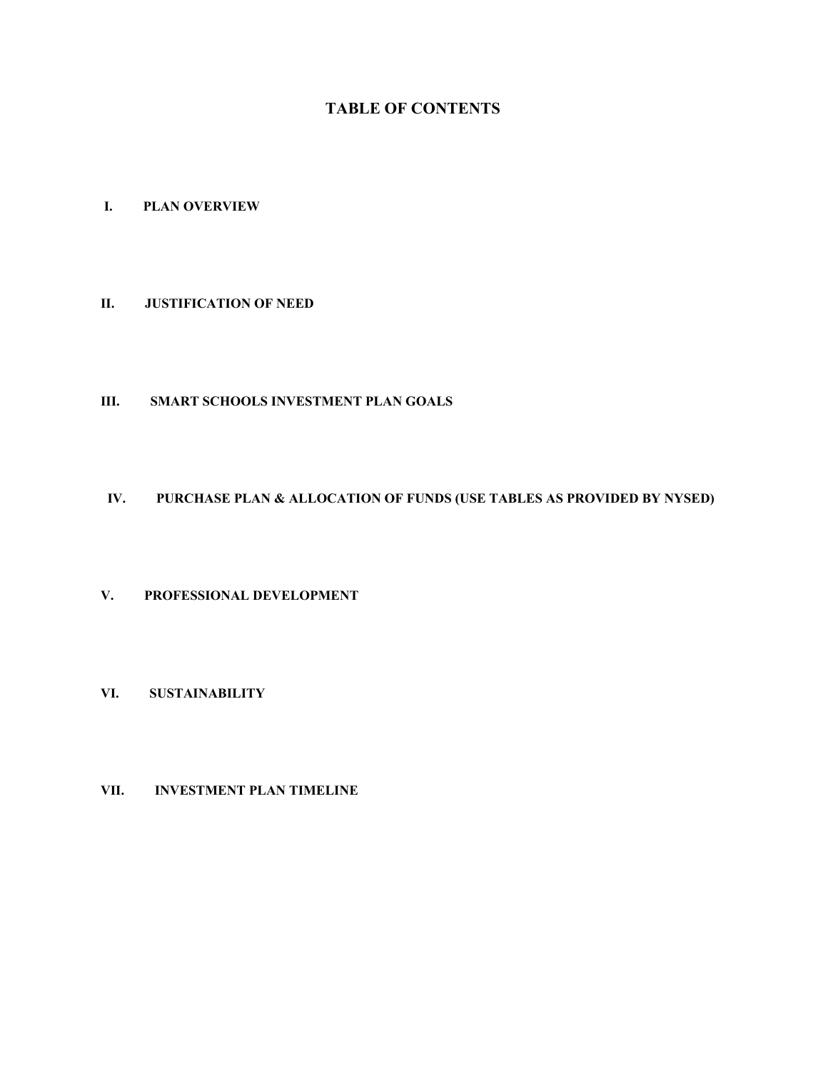# TABLE OF CONTENTS

**I. PLAN OVERVIEW**

**II. JUSTIFICATION OF NEED**

**III. SMART SCHOOLS INVESTMENT PLAN GOALS**

**IV. PURCHASE PLAN & ALLOCATION OF FUNDS (USE TABLES AS PROVIDED BY NYSED)**

**V. PROFESSIONAL DEVELOPMENT**

**VI. SUSTAINABILITY**

**VII. INVESTMENT PLAN TIMELINE**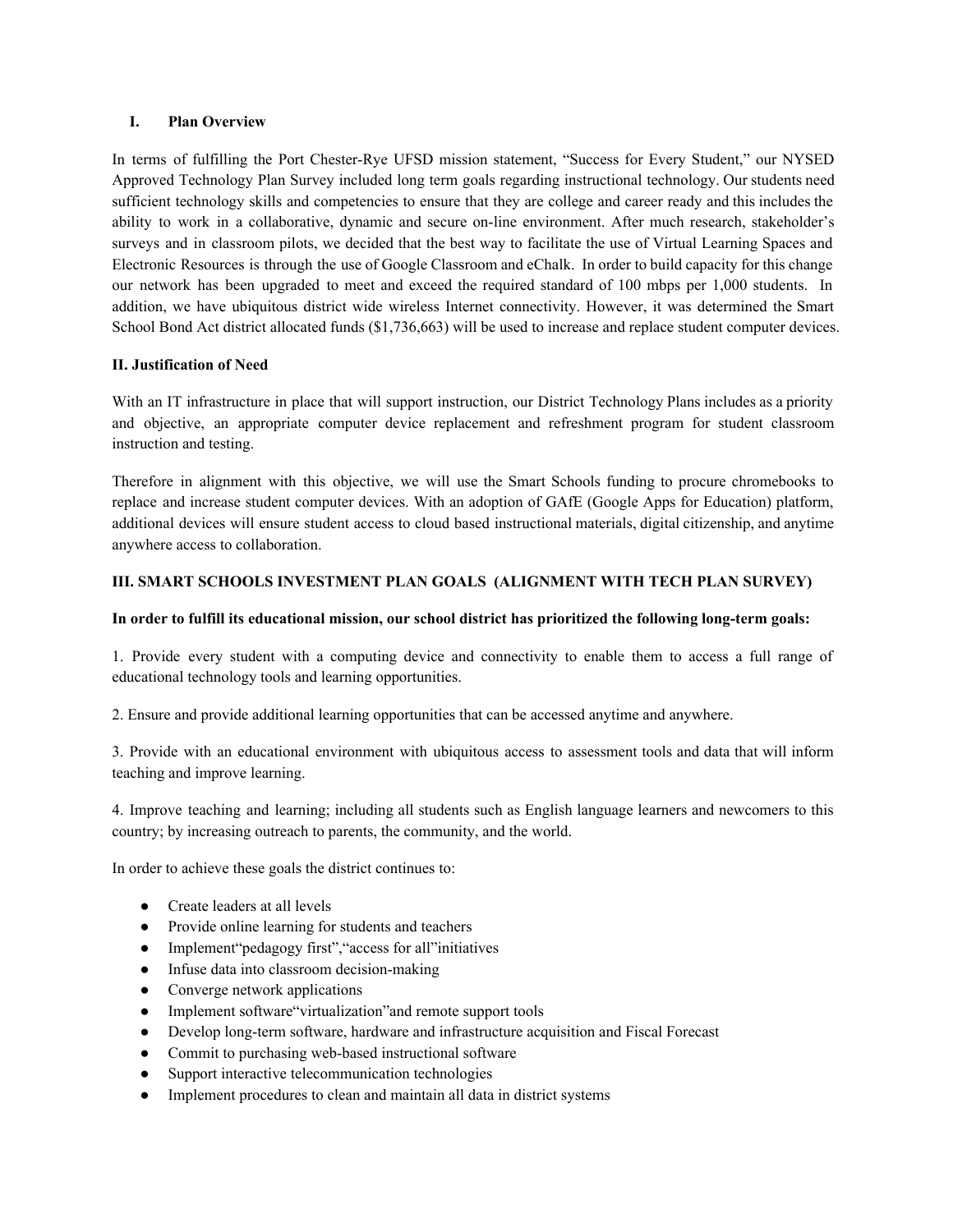## I. Plan Overview

In terms of fulfilling the Port Chester-Rye UFSD mission statement, "Success for Every Student," our NYSED Approved Technology Plan Survey included long term goals regarding instructional technology. Our students need sufficient technology skills and competencies to ensure that they are college and career ready and this includes the ability to work in a collaborative, dynamic and secure on-line environment. After much research, stakeholder's surveys and in classroom pilots, we decided that the best way to facilitate the use of Virtual Learning Spaces and Electronic Resources is through the use of Google Classroom and eChalk. In order to build capacity for this change our network has been upgraded to meet and exceed the required standard of 100 mbps per 1,000 students. In addition, we have ubiquitous district wide wireless Internet connectivity. However, it was determined the Smart School Bond Act district allocated funds ($1,736,663) will be used to increase and replace student computer devices.

## II. Justification of Need

With an IT infrastructure in place that will support instruction, our District Technology Plans includes as a priority and objective, an appropriate computer device replacement and refreshment program for student classroom instruction and testing.

Therefore in alignment with this objective, we will use the Smart Schools funding to procure chromebooks to replace and increase student computer devices. With an adoption of GAfE (Google Apps for Education) platform, additional devices will ensure student access to cloud based instructional materials, digital citizenship, and anytime anywhere access to collaboration.

## III. SMART SCHOOLS INVESTMENT PLAN GOALS (ALIGNMENT WITH TECH PLAN SURVEY)

**In order to fulfill its educational mission, our school district has prioritized the following long-term goals:**

1. Provide every student with a computing device and connectivity to enable them to access a full range of educational technology tools and learning opportunities.

2. Ensure and provide additional learning opportunities that can be accessed anytime and anywhere.

3. Provide with an educational environment with ubiquitous access to assessment tools and data that will inform teaching and improve learning.

4. Improve teaching and learning; including all students such as English language learners and newcomers to this country; by increasing outreach to parents, the community, and the world.

In order to achieve these goals the district continues to:

- Create leaders at all levels
- Provide online learning for students and teachers
- Implement"pedagogy first","access for all"initiatives
- Infuse data into classroom decision-making
- Converge network applications
- Implement software"virtualization"and remote support tools
- Develop long-term software, hardware and infrastructure acquisition and Fiscal Forecast
- Commit to purchasing web-based instructional software
- Support interactive telecommunication technologies
- Implement procedures to clean and maintain all data in district systems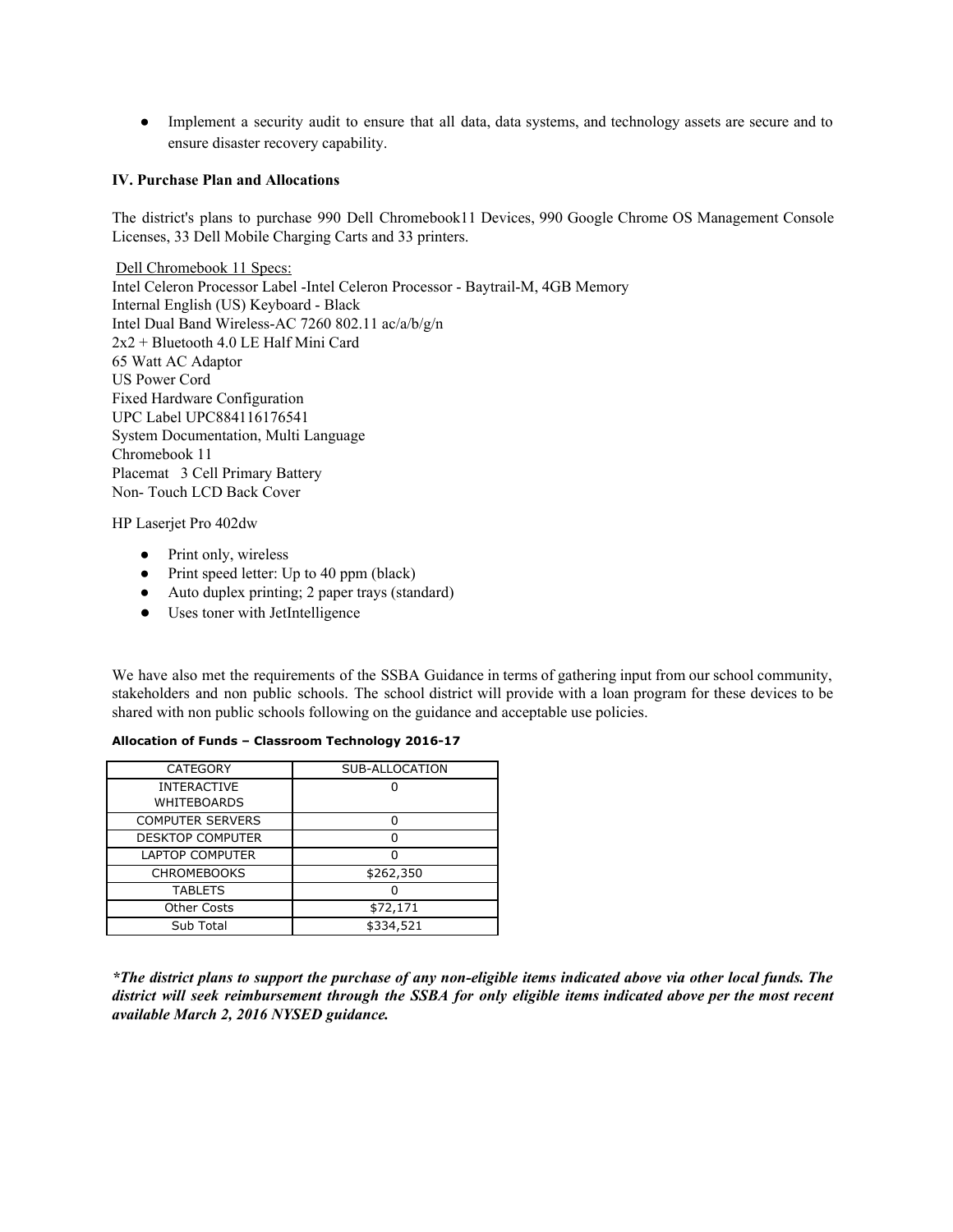- Implement a security audit to ensure that all data, data systems, and technology assets are secure and to ensure disaster recovery capability.

**IV. Purchase Plan and Allocations**

The district's plans to purchase 990 Dell Chromebook11 Devices, 990 Google Chrome OS Management Console Licenses, 33 Dell Mobile Charging Carts and 33 printers.

Dell Chromebook 11 Specs:
Intel Celeron Processor Label -Intel Celeron Processor - Baytrail-M, 4GB Memory
Internal English (US) Keyboard - Black
Intel Dual Band Wireless-AC 7260 802.11 ac/a/b/g/n
2x2 + Bluetooth 4.0 LE Half Mini Card
65 Watt AC Adaptor
US Power Cord
Fixed Hardware Configuration
UPC Label UPC884116176541
System Documentation, Multi Language
Chromebook 11
Placemat 3 Cell Primary Battery
Non- Touch LCD Back Cover

HP Laserjet Pro 402dw

- Print only, wireless
- Print speed letter: Up to 40 ppm (black)
- Auto duplex printing; 2 paper trays (standard)
- Uses toner with JetIntelligence

We have also met the requirements of the SSBA Guidance in terms of gathering input from our school community, stakeholders and non public schools. The school district will provide with a loan program for these devices to be shared with non public schools following on the guidance and acceptable use policies.

**Allocation of Funds – Classroom Technology 2016-17**

| CATEGORY | SUB-ALLOCATION |
|---|---|
| INTERACTIVE WHITEBOARDS | 0 |
| COMPUTER SERVERS | 0 |
| DESKTOP COMPUTER | 0 |
| LAPTOP COMPUTER | 0 |
| CHROMEBOOKS | $262,350 |
| TABLETS | 0 |
| Other Costs | $72,171 |
| Sub Total | $334,521 |

***The district plans to support the purchase of any non-eligible items indicated above via other local funds. The district will seek reimbursement through the SSBA for only eligible items indicated above per the most recent available March 2, 2016 NYSED guidance.***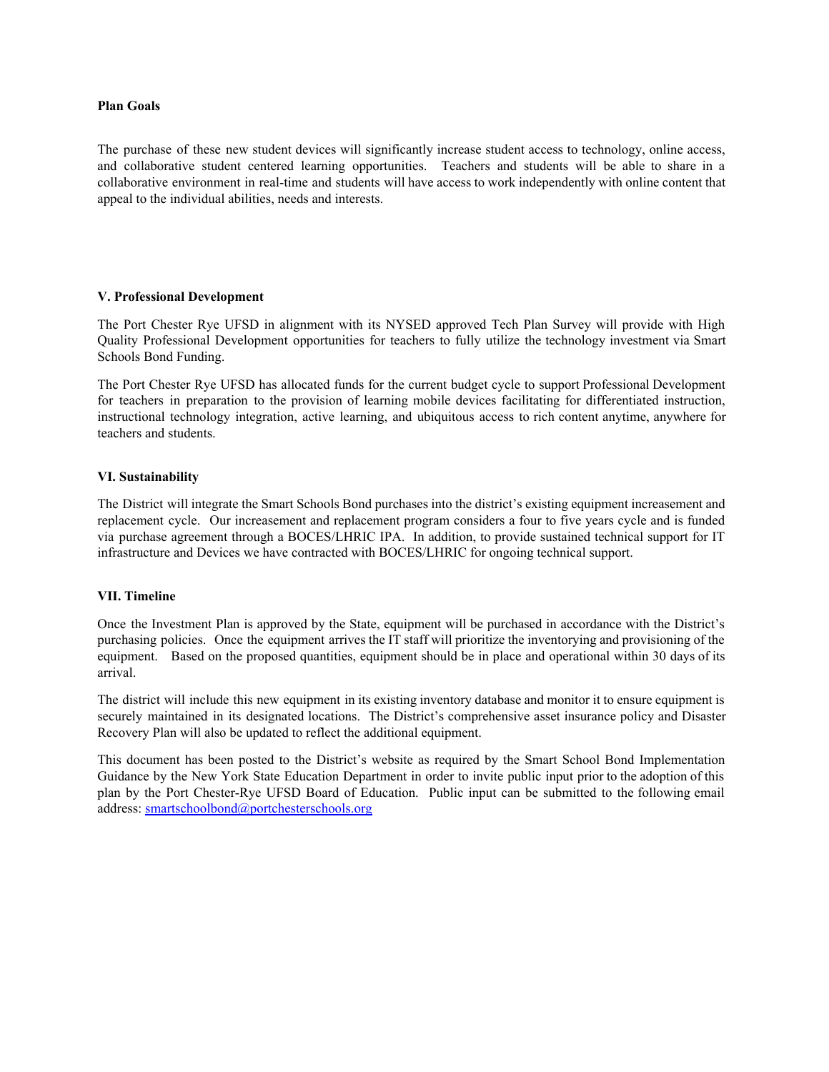**Plan Goals**

The purchase of these new student devices will significantly increase student access to technology, online access, and collaborative student centered learning opportunities. Teachers and students will be able to share in a collaborative environment in real-time and students will have access to work independently with online content that appeal to the individual abilities, needs and interests.

## V. Professional Development

The Port Chester Rye UFSD in alignment with its NYSED approved Tech Plan Survey will provide with High Quality Professional Development opportunities for teachers to fully utilize the technology investment via Smart Schools Bond Funding.

The Port Chester Rye UFSD has allocated funds for the current budget cycle to support Professional Development for teachers in preparation to the provision of learning mobile devices facilitating for differentiated instruction, instructional technology integration, active learning, and ubiquitous access to rich content anytime, anywhere for teachers and students.

## VI. Sustainability

The District will integrate the Smart Schools Bond purchases into the district's existing equipment increasement and replacement cycle. Our increasement and replacement program considers a four to five years cycle and is funded via purchase agreement through a BOCES/LHRIC IPA. In addition, to provide sustained technical support for IT infrastructure and Devices we have contracted with BOCES/LHRIC for ongoing technical support.

## VII. Timeline

Once the Investment Plan is approved by the State, equipment will be purchased in accordance with the District's purchasing policies. Once the equipment arrives the IT staff will prioritize the inventorying and provisioning of the equipment. Based on the proposed quantities, equipment should be in place and operational within 30 days of its arrival.

The district will include this new equipment in its existing inventory database and monitor it to ensure equipment is securely maintained in its designated locations. The District's comprehensive asset insurance policy and Disaster Recovery Plan will also be updated to reflect the additional equipment.

This document has been posted to the District's website as required by the Smart School Bond Implementation Guidance by the New York State Education Department in order to invite public input prior to the adoption of this plan by the Port Chester-Rye UFSD Board of Education. Public input can be submitted to the following email address: smartschoolbond@portchesterschools.org